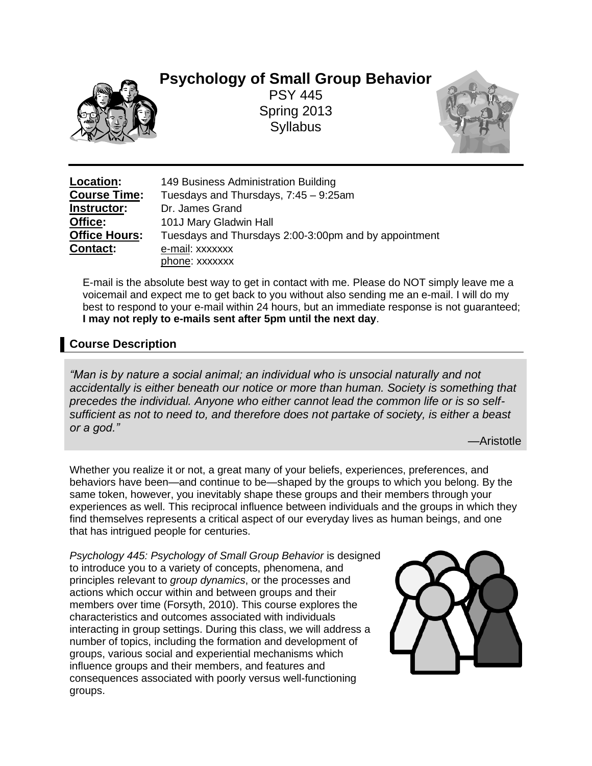# Psychology of Small Group Behavior

PSY 445
Spring 2013
Syllabus

**Location:** 149 Business Administration Building
**Course Time:** Tuesdays and Thursdays, 7:45 – 9:25am
**Instructor:** Dr. James Grand
**Office:** 101J Mary Gladwin Hall
**Office Hours:** Tuesdays and Thursdays 2:00-3:00pm and by appointment
**Contact:** e-mail: xxxxxxx
phone: xxxxxxx

E-mail is the absolute best way to get in contact with me. Please do NOT simply leave me a voicemail and expect me to get back to you without also sending me an e-mail. I will do my best to respond to your e-mail within 24 hours, but an immediate response is not guaranteed; **I may not reply to e-mails sent after 5pm until the next day**.

## Course Description

> *"Man is by nature a social animal; an individual who is unsocial naturally and not accidentally is either beneath our notice or more than human. Society is something that precedes the individual. Anyone who either cannot lead the common life or is so self-sufficient as not to need to, and therefore does not partake of society, is either a beast or a god."*
>
> —Aristotle

Whether you realize it or not, a great many of your beliefs, experiences, preferences, and behaviors have been—and continue to be—shaped by the groups to which you belong. By the same token, however, you inevitably shape these groups and their members through your experiences as well. This reciprocal influence between individuals and the groups in which they find themselves represents a critical aspect of our everyday lives as human beings, and one that has intrigued people for centuries.

*Psychology 445: Psychology of Small Group Behavior* is designed to introduce you to a variety of concepts, phenomena, and principles relevant to *group dynamics*, or the processes and actions which occur within and between groups and their members over time (Forsyth, 2010). This course explores the characteristics and outcomes associated with individuals interacting in group settings. During this class, we will address a number of topics, including the formation and development of groups, various social and experiential mechanisms which influence groups and their members, and features and consequences associated with poorly versus well-functioning groups.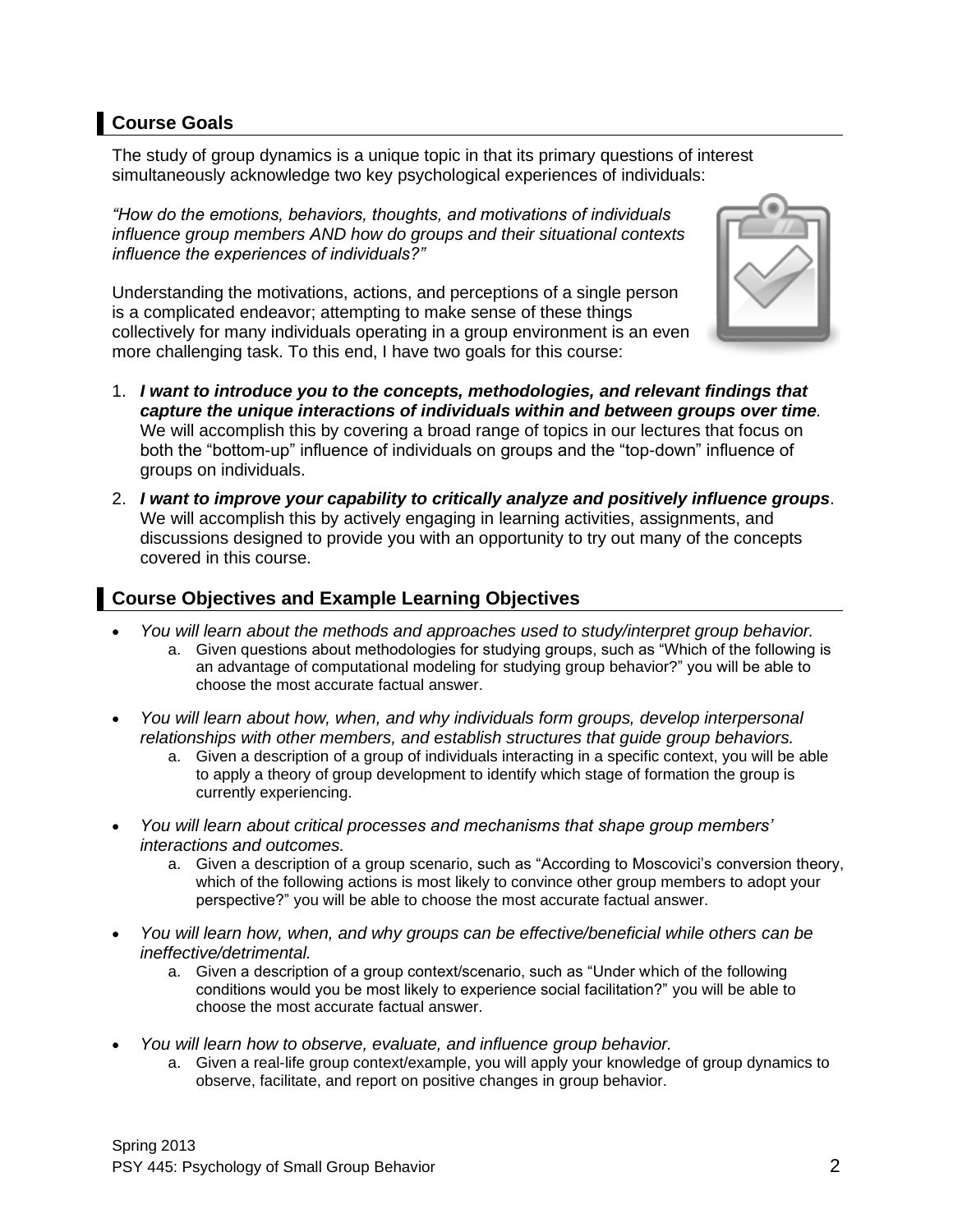## Course Goals

The study of group dynamics is a unique topic in that its primary questions of interest simultaneously acknowledge two key psychological experiences of individuals:

*"How do the emotions, behaviors, thoughts, and motivations of individuals influence group members AND how do groups and their situational contexts influence the experiences of individuals?"*

Understanding the motivations, actions, and perceptions of a single person is a complicated endeavor; attempting to make sense of these things collectively for many individuals operating in a group environment is an even more challenging task. To this end, I have two goals for this course:

1. ***I want to introduce you to the concepts, methodologies, and relevant findings that capture the unique interactions of individuals within and between groups over time.*** We will accomplish this by covering a broad range of topics in our lectures that focus on both the "bottom-up" influence of individuals on groups and the "top-down" influence of groups on individuals.
2. ***I want to improve your capability to critically analyze and positively influence groups***. We will accomplish this by actively engaging in learning activities, assignments, and discussions designed to provide you with an opportunity to try out many of the concepts covered in this course.

## Course Objectives and Example Learning Objectives

- *You will learn about the methods and approaches used to study/interpret group behavior.*
  a. Given questions about methodologies for studying groups, such as "Which of the following is an advantage of computational modeling for studying group behavior?" you will be able to choose the most accurate factual answer.
- *You will learn about how, when, and why individuals form groups, develop interpersonal relationships with other members, and establish structures that guide group behaviors.*
  a. Given a description of a group of individuals interacting in a specific context, you will be able to apply a theory of group development to identify which stage of formation the group is currently experiencing.
- *You will learn about critical processes and mechanisms that shape group members' interactions and outcomes.*
  a. Given a description of a group scenario, such as "According to Moscovici's conversion theory, which of the following actions is most likely to convince other group members to adopt your perspective?" you will be able to choose the most accurate factual answer.
- *You will learn how, when, and why groups can be effective/beneficial while others can be ineffective/detrimental.*
  a. Given a description of a group context/scenario, such as "Under which of the following conditions would you be most likely to experience social facilitation?" you will be able to choose the most accurate factual answer.
- *You will learn how to observe, evaluate, and influence group behavior.*
  a. Given a real-life group context/example, you will apply your knowledge of group dynamics to observe, facilitate, and report on positive changes in group behavior.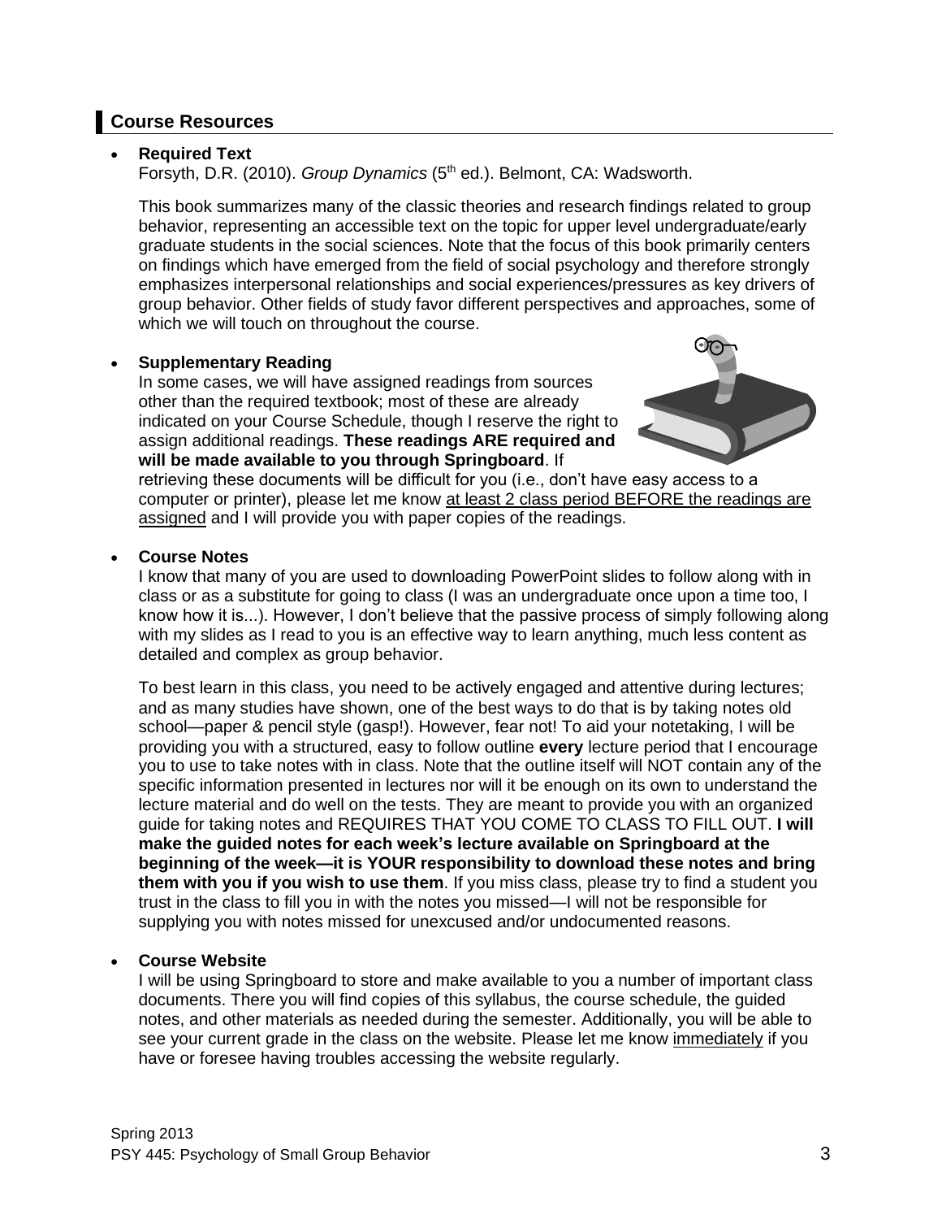## Course Resources

- **Required Text**
  Forsyth, D.R. (2010). *Group Dynamics* (5th ed.). Belmont, CA: Wadsworth.

  This book summarizes many of the classic theories and research findings related to group behavior, representing an accessible text on the topic for upper level undergraduate/early graduate students in the social sciences. Note that the focus of this book primarily centers on findings which have emerged from the field of social psychology and therefore strongly emphasizes interpersonal relationships and social experiences/pressures as key drivers of group behavior. Other fields of study favor different perspectives and approaches, some of which we will touch on throughout the course.

- **Supplementary Reading**
  In some cases, we will have assigned readings from sources other than the required textbook; most of these are already indicated on your Course Schedule, though I reserve the right to assign additional readings. **These readings ARE required and will be made available to you through Springboard**. If retrieving these documents will be difficult for you (i.e., don't have easy access to a computer or printer), please let me know <u>at least 2 class period BEFORE the readings are assigned</u> and I will provide you with paper copies of the readings.

- **Course Notes**
  I know that many of you are used to downloading PowerPoint slides to follow along with in class or as a substitute for going to class (I was an undergraduate once upon a time too, I know how it is...). However, I don't believe that the passive process of simply following along with my slides as I read to you is an effective way to learn anything, much less content as detailed and complex as group behavior.

  To best learn in this class, you need to be actively engaged and attentive during lectures; and as many studies have shown, one of the best ways to do that is by taking notes old school—paper & pencil style (gasp!). However, fear not! To aid your notetaking, I will be providing you with a structured, easy to follow outline **every** lecture period that I encourage you to use to take notes with in class. Note that the outline itself will NOT contain any of the specific information presented in lectures nor will it be enough on its own to understand the lecture material and do well on the tests. They are meant to provide you with an organized guide for taking notes and REQUIRES THAT YOU COME TO CLASS TO FILL OUT. **I will make the guided notes for each week's lecture available on Springboard at the beginning of the week—it is YOUR responsibility to download these notes and bring them with you if you wish to use them**. If you miss class, please try to find a student you trust in the class to fill you in with the notes you missed—I will not be responsible for supplying you with notes missed for unexcused and/or undocumented reasons.

- **Course Website**
  I will be using Springboard to store and make available to you a number of important class documents. There you will find copies of this syllabus, the course schedule, the guided notes, and other materials as needed during the semester. Additionally, you will be able to see your current grade in the class on the website. Please let me know <u>immediately</u> if you have or foresee having troubles accessing the website regularly.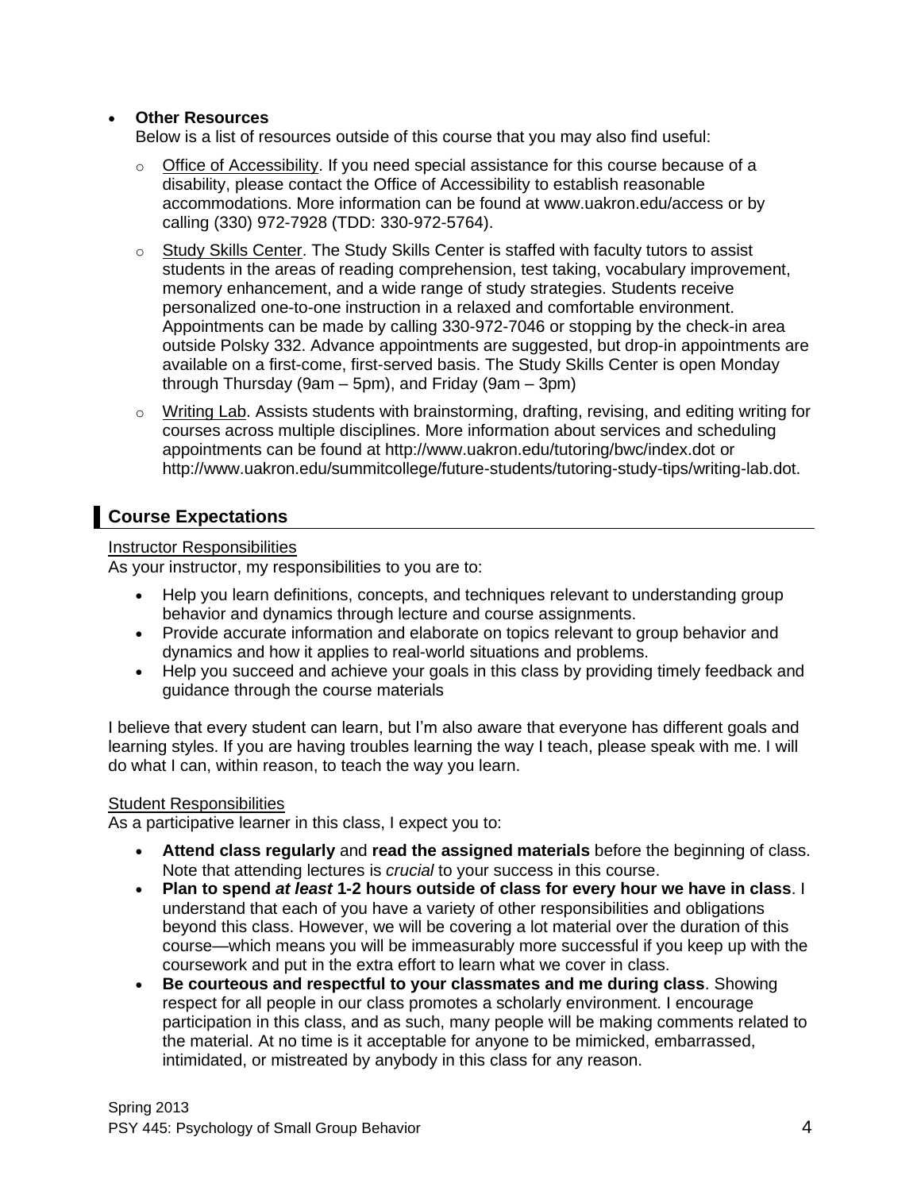- **Other Resources**
  Below is a list of resources outside of this course that you may also find useful:
  - Office of Accessibility. If you need special assistance for this course because of a disability, please contact the Office of Accessibility to establish reasonable accommodations. More information can be found at www.uakron.edu/access or by calling (330) 972-7928 (TDD: 330-972-5764).
  - Study Skills Center. The Study Skills Center is staffed with faculty tutors to assist students in the areas of reading comprehension, test taking, vocabulary improvement, memory enhancement, and a wide range of study strategies. Students receive personalized one-to-one instruction in a relaxed and comfortable environment. Appointments can be made by calling 330-972-7046 or stopping by the check-in area outside Polsky 332. Advance appointments are suggested, but drop-in appointments are available on a first-come, first-served basis. The Study Skills Center is open Monday through Thursday (9am – 5pm), and Friday (9am – 3pm)
  - Writing Lab. Assists students with brainstorming, drafting, revising, and editing writing for courses across multiple disciplines. More information about services and scheduling appointments can be found at http://www.uakron.edu/tutoring/bwc/index.dot or http://www.uakron.edu/summitcollege/future-students/tutoring-study-tips/writing-lab.dot.

## Course Expectations

Instructor Responsibilities

As your instructor, my responsibilities to you are to:

- Help you learn definitions, concepts, and techniques relevant to understanding group behavior and dynamics through lecture and course assignments.
- Provide accurate information and elaborate on topics relevant to group behavior and dynamics and how it applies to real-world situations and problems.
- Help you succeed and achieve your goals in this class by providing timely feedback and guidance through the course materials

I believe that every student can learn, but I'm also aware that everyone has different goals and learning styles. If you are having troubles learning the way I teach, please speak with me. I will do what I can, within reason, to teach the way you learn.

Student Responsibilities

As a participative learner in this class, I expect you to:

- **Attend class regularly** and **read the assigned materials** before the beginning of class. Note that attending lectures is *crucial* to your success in this course.
- **Plan to spend *at least* 1-2 hours outside of class for every hour we have in class**. I understand that each of you have a variety of other responsibilities and obligations beyond this class. However, we will be covering a lot material over the duration of this course—which means you will be immeasurably more successful if you keep up with the coursework and put in the extra effort to learn what we cover in class.
- **Be courteous and respectful to your classmates and me during class**. Showing respect for all people in our class promotes a scholarly environment. I encourage participation in this class, and as such, many people will be making comments related to the material. At no time is it acceptable for anyone to be mimicked, embarrassed, intimidated, or mistreated by anybody in this class for any reason.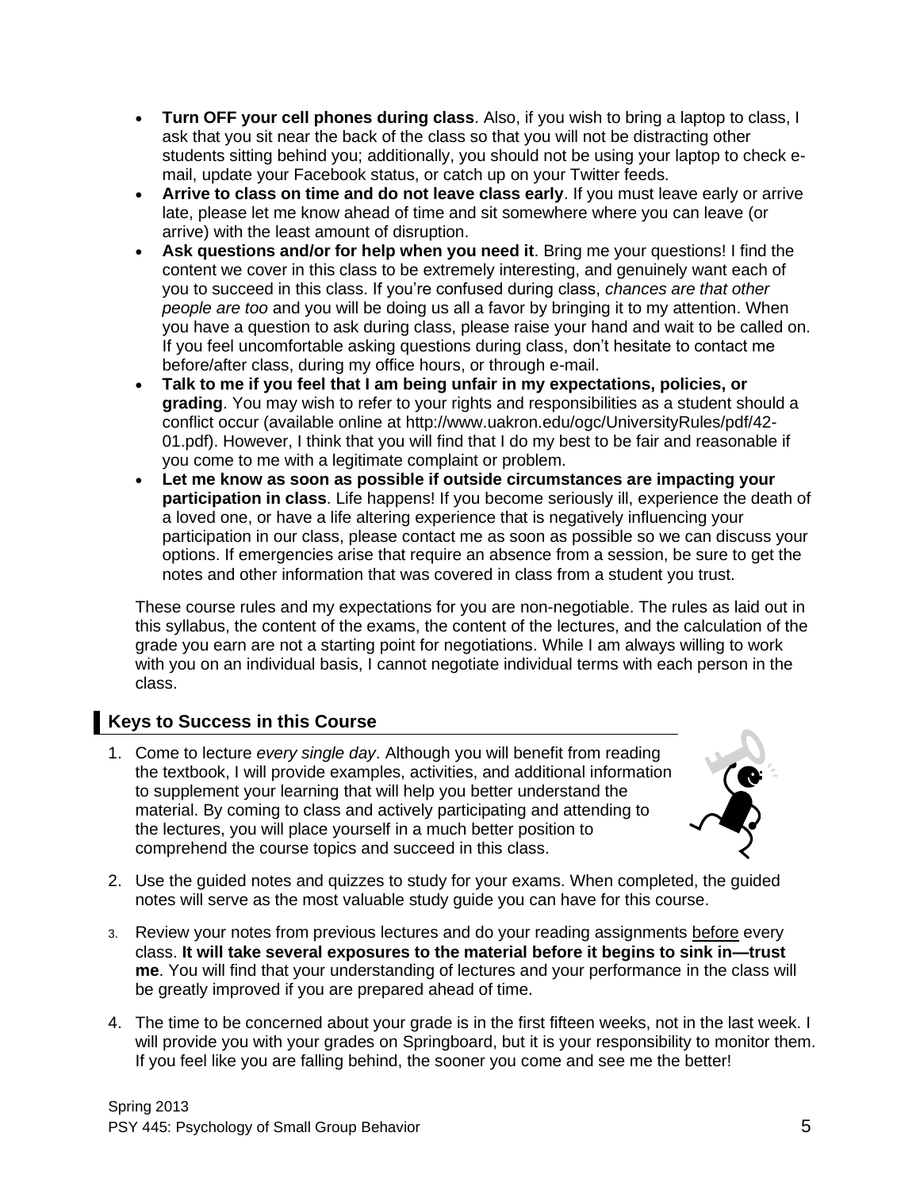- **Turn OFF your cell phones during class**. Also, if you wish to bring a laptop to class, I ask that you sit near the back of the class so that you will not be distracting other students sitting behind you; additionally, you should not be using your laptop to check e-mail, update your Facebook status, or catch up on your Twitter feeds.
- **Arrive to class on time and do not leave class early**. If you must leave early or arrive late, please let me know ahead of time and sit somewhere where you can leave (or arrive) with the least amount of disruption.
- **Ask questions and/or for help when you need it**. Bring me your questions! I find the content we cover in this class to be extremely interesting, and genuinely want each of you to succeed in this class. If you're confused during class, *chances are that other people are too* and you will be doing us all a favor by bringing it to my attention. When you have a question to ask during class, please raise your hand and wait to be called on. If you feel uncomfortable asking questions during class, don't hesitate to contact me before/after class, during my office hours, or through e-mail.
- **Talk to me if you feel that I am being unfair in my expectations, policies, or grading**. You may wish to refer to your rights and responsibilities as a student should a conflict occur (available online at http://www.uakron.edu/ogc/UniversityRules/pdf/42-01.pdf). However, I think that you will find that I do my best to be fair and reasonable if you come to me with a legitimate complaint or problem.
- **Let me know as soon as possible if outside circumstances are impacting your participation in class**. Life happens! If you become seriously ill, experience the death of a loved one, or have a life altering experience that is negatively influencing your participation in our class, please contact me as soon as possible so we can discuss your options. If emergencies arise that require an absence from a session, be sure to get the notes and other information that was covered in class from a student you trust.

These course rules and my expectations for you are non-negotiable. The rules as laid out in this syllabus, the content of the exams, the content of the lectures, and the calculation of the grade you earn are not a starting point for negotiations. While I am always willing to work with you on an individual basis, I cannot negotiate individual terms with each person in the class.

## Keys to Success in this Course

1. Come to lecture *every single day*. Although you will benefit from reading the textbook, I will provide examples, activities, and additional information to supplement your learning that will help you better understand the material. By coming to class and actively participating and attending to the lectures, you will place yourself in a much better position to comprehend the course topics and succeed in this class.
2. Use the guided notes and quizzes to study for your exams. When completed, the guided notes will serve as the most valuable study guide you can have for this course.
3. Review your notes from previous lectures and do your reading assignments before every class. **It will take several exposures to the material before it begins to sink in—trust me**. You will find that your understanding of lectures and your performance in the class will be greatly improved if you are prepared ahead of time.
4. The time to be concerned about your grade is in the first fifteen weeks, not in the last week. I will provide you with your grades on Springboard, but it is your responsibility to monitor them. If you feel like you are falling behind, the sooner you come and see me the better!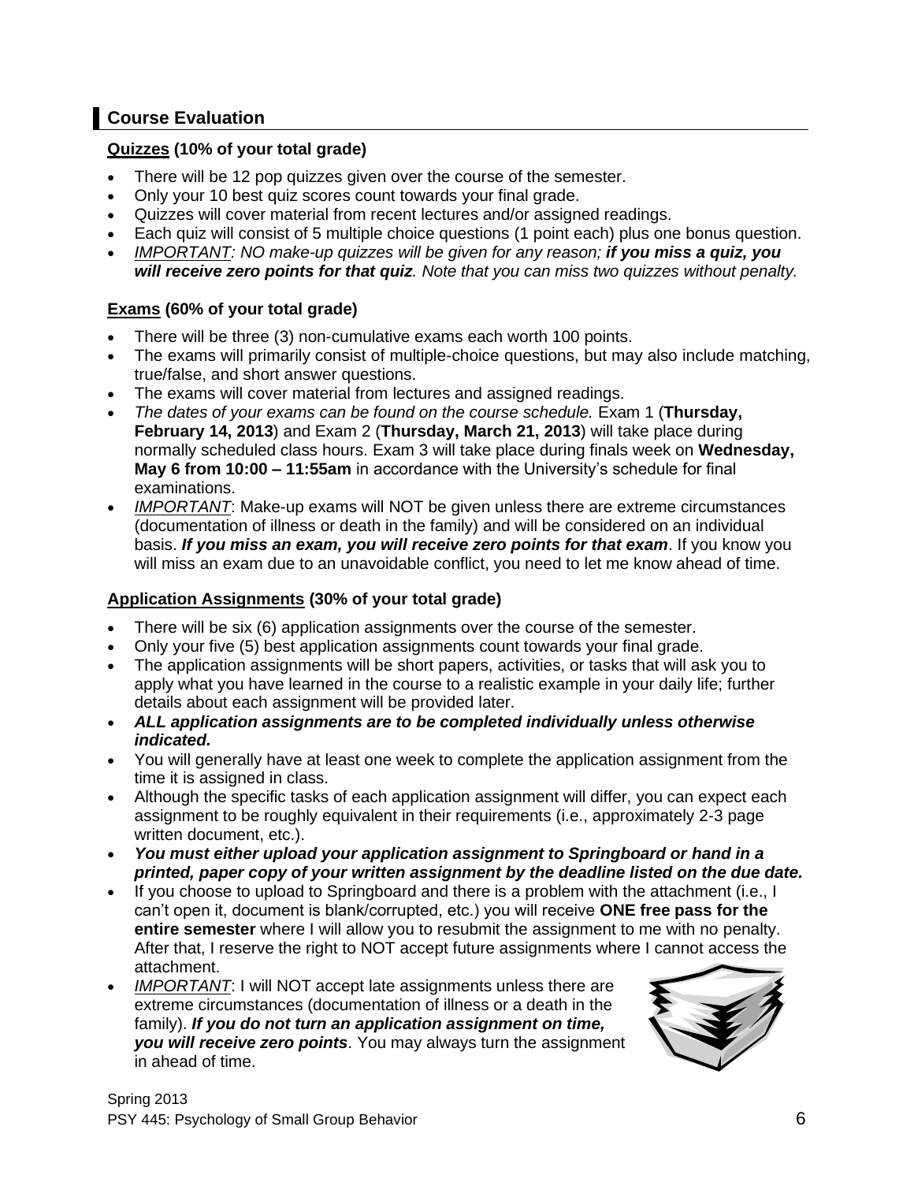## Course Evaluation

**<u>Quizzes</u> (10% of your total grade)**

- There will be 12 pop quizzes given over the course of the semester.
- Only your 10 best quiz scores count towards your final grade.
- Quizzes will cover material from recent lectures and/or assigned readings.
- Each quiz will consist of 5 multiple choice questions (1 point each) plus one bonus question.
- *<u>IMPORTANT</u>: NO make-up quizzes will be given for any reason; **if you miss a quiz, you will receive zero points for that quiz**. Note that you can miss two quizzes without penalty.*

**<u>Exams</u> (60% of your total grade)**

- There will be three (3) non-cumulative exams each worth 100 points.
- The exams will primarily consist of multiple-choice questions, but may also include matching, true/false, and short answer questions.
- The exams will cover material from lectures and assigned readings.
- *The dates of your exams can be found on the course schedule.* Exam 1 (**Thursday, February 14, 2013**) and Exam 2 (**Thursday, March 21, 2013**) will take place during normally scheduled class hours. Exam 3 will take place during finals week on **Wednesday, May 6 from 10:00 – 11:55am** in accordance with the University's schedule for final examinations.
- *<u>IMPORTANT</u>*: Make-up exams will NOT be given unless there are extreme circumstances (documentation of illness or death in the family) and will be considered on an individual basis. ***If you miss an exam, you will receive zero points for that exam***. If you know you will miss an exam due to an unavoidable conflict, you need to let me know ahead of time.

**<u>Application Assignments</u> (30% of your total grade)**

- There will be six (6) application assignments over the course of the semester.
- Only your five (5) best application assignments count towards your final grade.
- The application assignments will be short papers, activities, or tasks that will ask you to apply what you have learned in the course to a realistic example in your daily life; further details about each assignment will be provided later.
- ***ALL application assignments are to be completed individually unless otherwise indicated.***
- You will generally have at least one week to complete the application assignment from the time it is assigned in class.
- Although the specific tasks of each application assignment will differ, you can expect each assignment to be roughly equivalent in their requirements (i.e., approximately 2-3 page written document, etc.).
- ***You must either upload your application assignment to Springboard or hand in a printed, paper copy of your written assignment by the deadline listed on the due date.***
- If you choose to upload to Springboard and there is a problem with the attachment (i.e., I can't open it, document is blank/corrupted, etc.) you will receive **ONE free pass for the entire semester** where I will allow you to resubmit the assignment to me with no penalty. After that, I reserve the right to NOT accept future assignments where I cannot access the attachment.
- *<u>IMPORTANT</u>*: I will NOT accept late assignments unless there are extreme circumstances (documentation of illness or a death in the family). ***If you do not turn an application assignment on time, you will receive zero points***. You may always turn the assignment in ahead of time.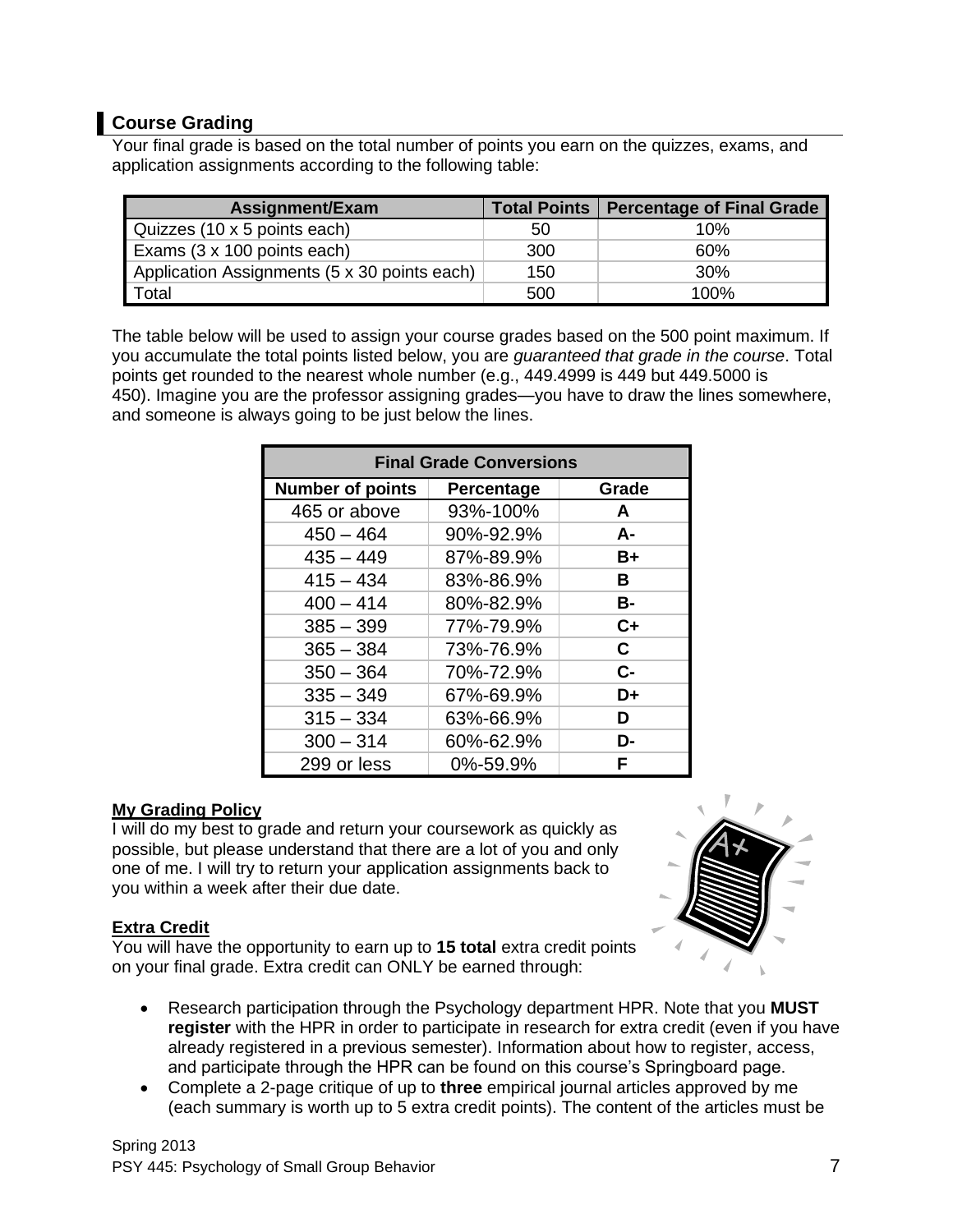## Course Grading

Your final grade is based on the total number of points you earn on the quizzes, exams, and application assignments according to the following table:

| Assignment/Exam | Total Points | Percentage of Final Grade |
|---|---|---|
| Quizzes (10 x 5 points each) | 50 | 10% |
| Exams (3 x 100 points each) | 300 | 60% |
| Application Assignments (5 x 30 points each) | 150 | 30% |
| Total | 500 | 100% |

The table below will be used to assign your course grades based on the 500 point maximum. If you accumulate the total points listed below, you are *guaranteed that grade in the course*. Total points get rounded to the nearest whole number (e.g., 449.4999 is 449 but 449.5000 is 450). Imagine you are the professor assigning grades—you have to draw the lines somewhere, and someone is always going to be just below the lines.

| Final Grade Conversions | | |
|---|---|---|
| **Number of points** | **Percentage** | **Grade** |
| 465 or above | 93%-100% | **A** |
| 450 – 464 | 90%-92.9% | **A-** |
| 435 – 449 | 87%-89.9% | **B+** |
| 415 – 434 | 83%-86.9% | **B** |
| 400 – 414 | 80%-82.9% | **B-** |
| 385 – 399 | 77%-79.9% | **C+** |
| 365 – 384 | 73%-76.9% | **C** |
| 350 – 364 | 70%-72.9% | **C-** |
| 335 – 349 | 67%-69.9% | **D+** |
| 315 – 334 | 63%-66.9% | **D** |
| 300 – 314 | 60%-62.9% | **D-** |
| 299 or less | 0%-59.9% | **F** |

### My Grading Policy

I will do my best to grade and return your coursework as quickly as possible, but please understand that there are a lot of you and only one of me. I will try to return your application assignments back to you within a week after their due date.

### Extra Credit

You will have the opportunity to earn up to **15 total** extra credit points on your final grade. Extra credit can ONLY be earned through:

- Research participation through the Psychology department HPR. Note that you **MUST register** with the HPR in order to participate in research for extra credit (even if you have already registered in a previous semester). Information about how to register, access, and participate through the HPR can be found on this course's Springboard page.
- Complete a 2-page critique of up to **three** empirical journal articles approved by me (each summary is worth up to 5 extra credit points). The content of the articles must be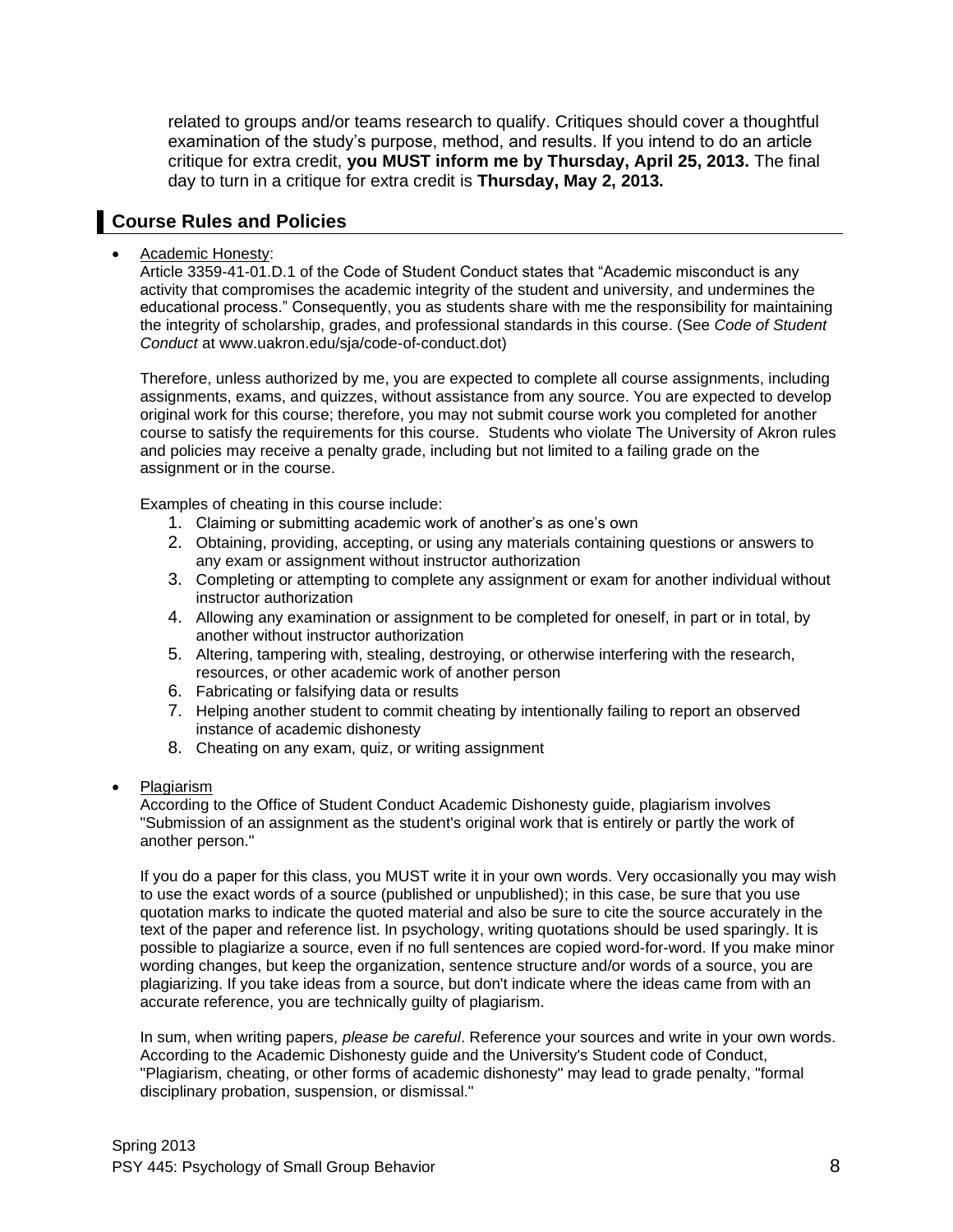related to groups and/or teams research to qualify. Critiques should cover a thoughtful examination of the study's purpose, method, and results. If you intend to do an article critique for extra credit, **you MUST inform me by Thursday, April 25, 2013.** The final day to turn in a critique for extra credit is **Thursday, May 2, 2013.**

## Course Rules and Policies

- Academic Honesty:
  Article 3359-41-01.D.1 of the Code of Student Conduct states that "Academic misconduct is any activity that compromises the academic integrity of the student and university, and undermines the educational process." Consequently, you as students share with me the responsibility for maintaining the integrity of scholarship, grades, and professional standards in this course. (See *Code of Student Conduct* at www.uakron.edu/sja/code-of-conduct.dot)

  Therefore, unless authorized by me, you are expected to complete all course assignments, including assignments, exams, and quizzes, without assistance from any source. You are expected to develop original work for this course; therefore, you may not submit course work you completed for another course to satisfy the requirements for this course. Students who violate The University of Akron rules and policies may receive a penalty grade, including but not limited to a failing grade on the assignment or in the course.

  Examples of cheating in this course include:

  1. Claiming or submitting academic work of another's as one's own
  2. Obtaining, providing, accepting, or using any materials containing questions or answers to any exam or assignment without instructor authorization
  3. Completing or attempting to complete any assignment or exam for another individual without instructor authorization
  4. Allowing any examination or assignment to be completed for oneself, in part or in total, by another without instructor authorization
  5. Altering, tampering with, stealing, destroying, or otherwise interfering with the research, resources, or other academic work of another person
  6. Fabricating or falsifying data or results
  7. Helping another student to commit cheating by intentionally failing to report an observed instance of academic dishonesty
  8. Cheating on any exam, quiz, or writing assignment

- Plagiarism
  According to the Office of Student Conduct Academic Dishonesty guide, plagiarism involves "Submission of an assignment as the student's original work that is entirely or partly the work of another person."

  If you do a paper for this class, you MUST write it in your own words. Very occasionally you may wish to use the exact words of a source (published or unpublished); in this case, be sure that you use quotation marks to indicate the quoted material and also be sure to cite the source accurately in the text of the paper and reference list. In psychology, writing quotations should be used sparingly. It is possible to plagiarize a source, even if no full sentences are copied word-for-word. If you make minor wording changes, but keep the organization, sentence structure and/or words of a source, you are plagiarizing. If you take ideas from a source, but don't indicate where the ideas came from with an accurate reference, you are technically guilty of plagiarism.

  In sum, when writing papers, *please be careful*. Reference your sources and write in your own words. According to the Academic Dishonesty guide and the University's Student code of Conduct, "Plagiarism, cheating, or other forms of academic dishonesty" may lead to grade penalty, "formal disciplinary probation, suspension, or dismissal."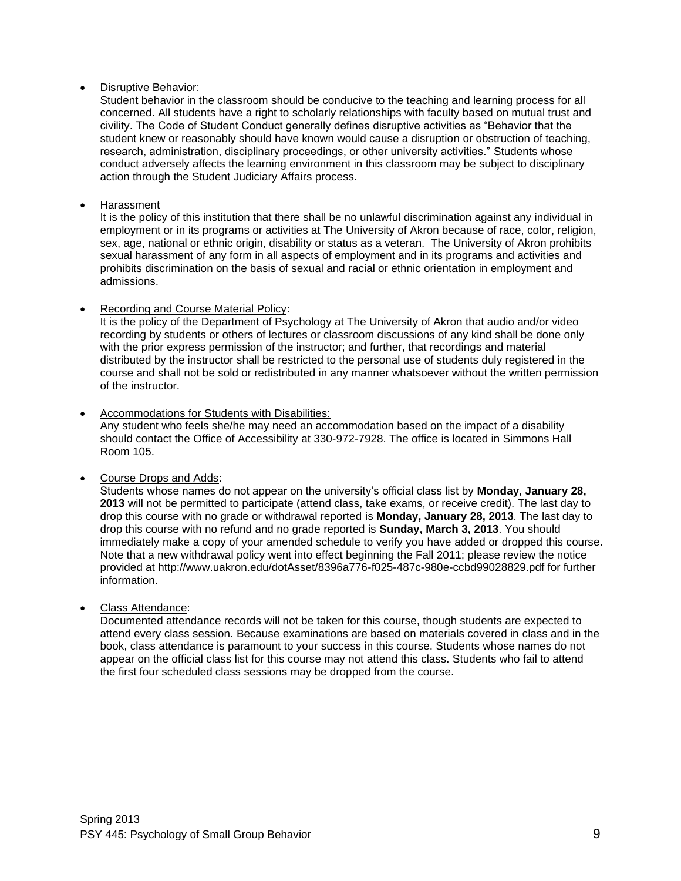- <u>Disruptive Behavior</u>:
  Student behavior in the classroom should be conducive to the teaching and learning process for all concerned. All students have a right to scholarly relationships with faculty based on mutual trust and civility. The Code of Student Conduct generally defines disruptive activities as "Behavior that the student knew or reasonably should have known would cause a disruption or obstruction of teaching, research, administration, disciplinary proceedings, or other university activities." Students whose conduct adversely affects the learning environment in this classroom may be subject to disciplinary action through the Student Judiciary Affairs process.

- <u>Harassment</u>
  It is the policy of this institution that there shall be no unlawful discrimination against any individual in employment or in its programs or activities at The University of Akron because of race, color, religion, sex, age, national or ethnic origin, disability or status as a veteran. The University of Akron prohibits sexual harassment of any form in all aspects of employment and in its programs and activities and prohibits discrimination on the basis of sexual and racial or ethnic orientation in employment and admissions.

- <u>Recording and Course Material Policy</u>:
  It is the policy of the Department of Psychology at The University of Akron that audio and/or video recording by students or others of lectures or classroom discussions of any kind shall be done only with the prior express permission of the instructor; and further, that recordings and material distributed by the instructor shall be restricted to the personal use of students duly registered in the course and shall not be sold or redistributed in any manner whatsoever without the written permission of the instructor.

- <u>Accommodations for Students with Disabilities:</u>
  Any student who feels she/he may need an accommodation based on the impact of a disability should contact the Office of Accessibility at 330-972-7928. The office is located in Simmons Hall Room 105.

- <u>Course Drops and Adds</u>:
  Students whose names do not appear on the university's official class list by **Monday, January 28, 2013** will not be permitted to participate (attend class, take exams, or receive credit). The last day to drop this course with no grade or withdrawal reported is **Monday, January 28, 2013**. The last day to drop this course with no refund and no grade reported is **Sunday, March 3, 2013**. You should immediately make a copy of your amended schedule to verify you have added or dropped this course. Note that a new withdrawal policy went into effect beginning the Fall 2011; please review the notice provided at http://www.uakron.edu/dotAsset/8396a776-f025-487c-980e-ccbd99028829.pdf for further information.

- <u>Class Attendance</u>:
  Documented attendance records will not be taken for this course, though students are expected to attend every class session. Because examinations are based on materials covered in class and in the book, class attendance is paramount to your success in this course. Students whose names do not appear on the official class list for this course may not attend this class. Students who fail to attend the first four scheduled class sessions may be dropped from the course.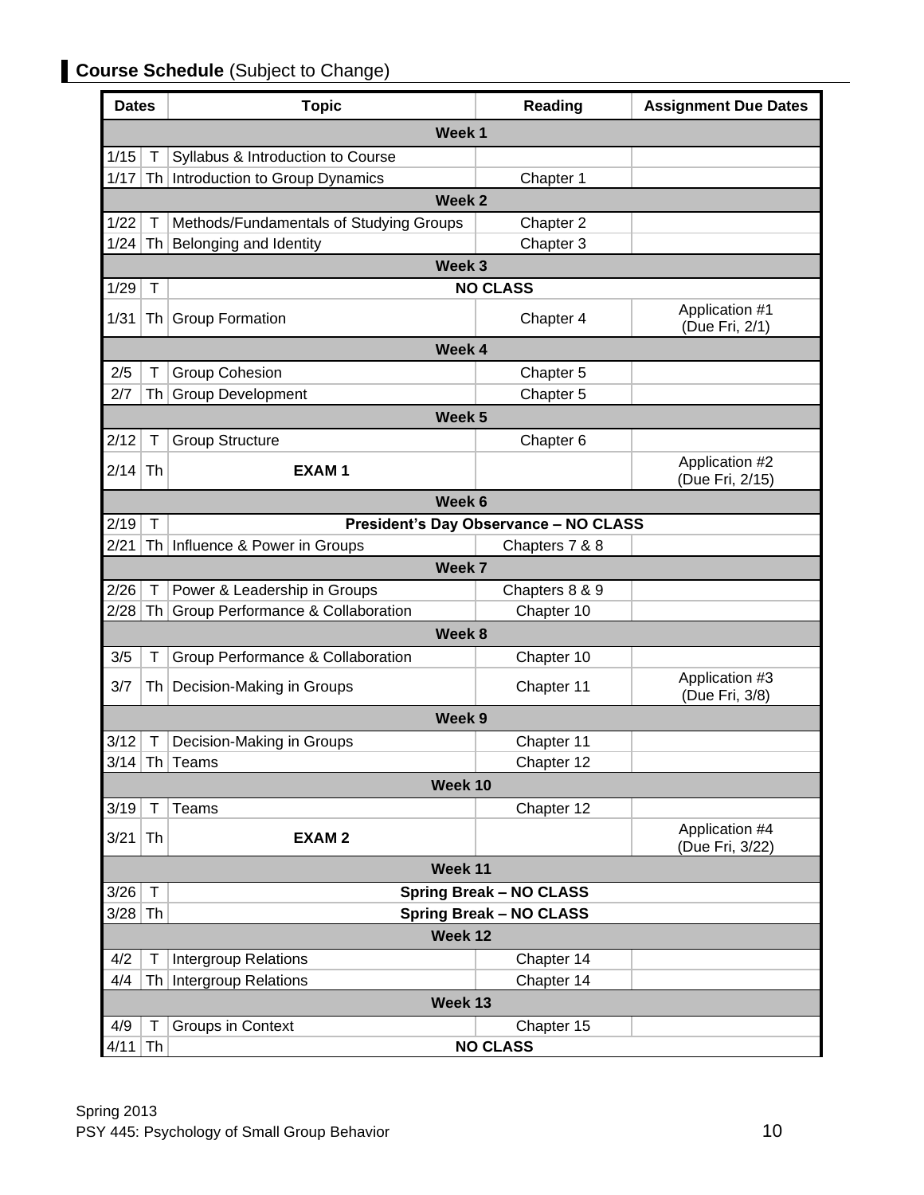## **Course Schedule** (Subject to Change)

| Dates | | Topic | Reading | Assignment Due Dates |
|---|---|---|---|---|
| **Week 1** | | | | |
| 1/15 | T | Syllabus & Introduction to Course | | |
| 1/17 | Th | Introduction to Group Dynamics | Chapter 1 | |
| **Week 2** | | | | |
| 1/22 | T | Methods/Fundamentals of Studying Groups | Chapter 2 | |
| 1/24 | Th | Belonging and Identity | Chapter 3 | |
| **Week 3** | | | | |
| 1/29 | T | **NO CLASS** | | |
| 1/31 | Th | Group Formation | Chapter 4 | Application #1 (Due Fri, 2/1) |
| **Week 4** | | | | |
| 2/5 | T | Group Cohesion | Chapter 5 | |
| 2/7 | Th | Group Development | Chapter 5 | |
| **Week 5** | | | | |
| 2/12 | T | Group Structure | Chapter 6 | |
| 2/14 | Th | **EXAM 1** | | Application #2 (Due Fri, 2/15) |
| **Week 6** | | | | |
| 2/19 | T | **President's Day Observance – NO CLASS** | | |
| 2/21 | Th | Influence & Power in Groups | Chapters 7 & 8 | |
| **Week 7** | | | | |
| 2/26 | T | Power & Leadership in Groups | Chapters 8 & 9 | |
| 2/28 | Th | Group Performance & Collaboration | Chapter 10 | |
| **Week 8** | | | | |
| 3/5 | T | Group Performance & Collaboration | Chapter 10 | |
| 3/7 | Th | Decision-Making in Groups | Chapter 11 | Application #3 (Due Fri, 3/8) |
| **Week 9** | | | | |
| 3/12 | T | Decision-Making in Groups | Chapter 11 | |
| 3/14 | Th | Teams | Chapter 12 | |
| **Week 10** | | | | |
| 3/19 | T | Teams | Chapter 12 | |
| 3/21 | Th | **EXAM 2** | | Application #4 (Due Fri, 3/22) |
| **Week 11** | | | | |
| 3/26 | T | **Spring Break – NO CLASS** | | |
| 3/28 | Th | **Spring Break – NO CLASS** | | |
| **Week 12** | | | | |
| 4/2 | T | Intergroup Relations | Chapter 14 | |
| 4/4 | Th | Intergroup Relations | Chapter 14 | |
| **Week 13** | | | | |
| 4/9 | T | Groups in Context | Chapter 15 | |
| 4/11 | Th | **NO CLASS** | | |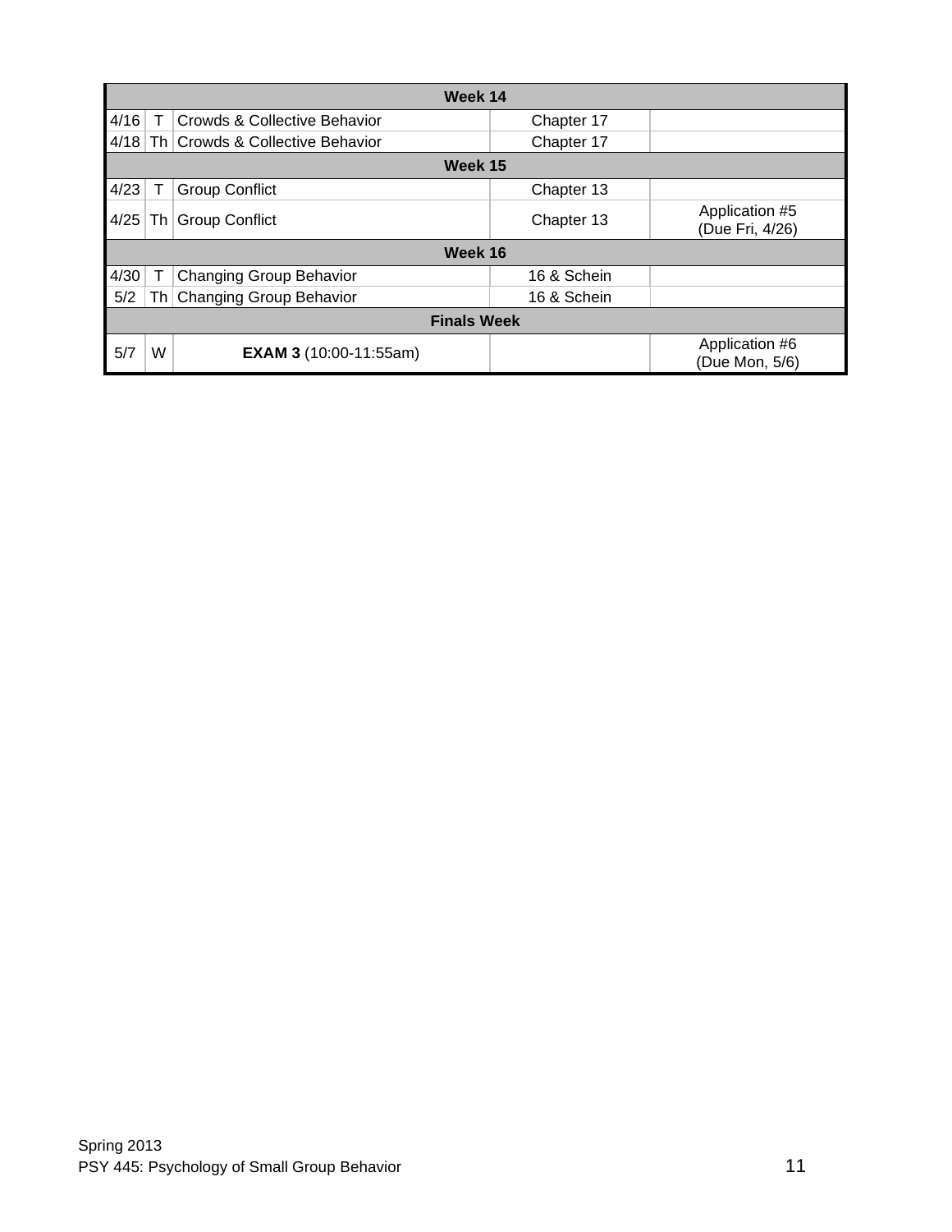| | | | | |
|---|---|---|---|---|
| **Week 14** | | | | |
| 4/16 | T | Crowds & Collective Behavior | Chapter 17 | |
| 4/18 | Th | Crowds & Collective Behavior | Chapter 17 | |
| **Week 15** | | | | |
| 4/23 | T | Group Conflict | Chapter 13 | |
| 4/25 | Th | Group Conflict | Chapter 13 | Application #5 (Due Fri, 4/26) |
| **Week 16** | | | | |
| 4/30 | T | Changing Group Behavior | 16 & Schein | |
| 5/2 | Th | Changing Group Behavior | 16 & Schein | |
| **Finals Week** | | | | |
| 5/7 | W | **EXAM 3** (10:00-11:55am) | | Application #6 (Due Mon, 5/6) |